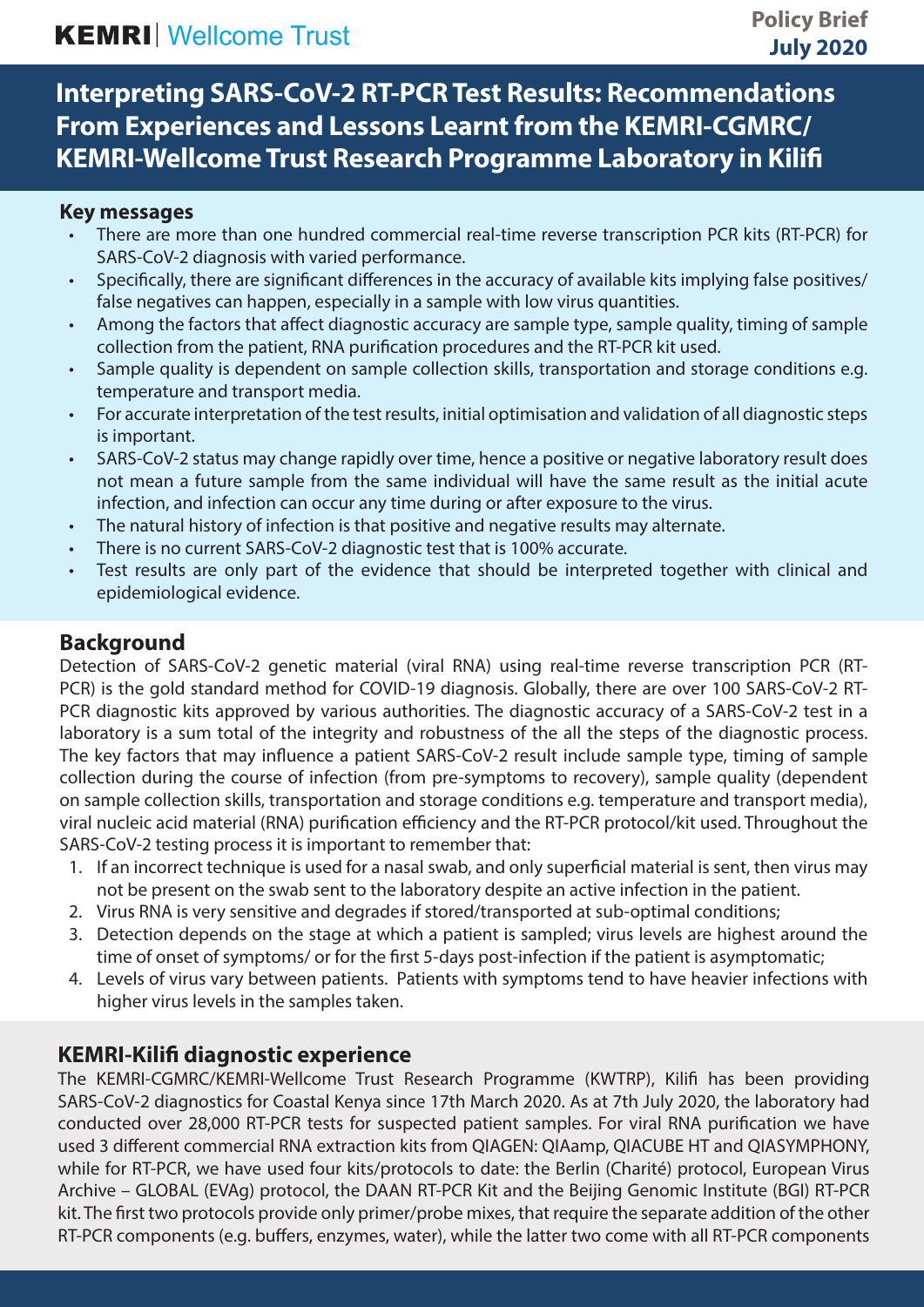KEMRI | Wellcome Trust

**Policy Brief**
**July 2020**

# Interpreting SARS-CoV-2 RT-PCR Test Results: Recommendations From Experiences and Lessons Learnt from the KEMRI-CGMRC/ KEMRI-Wellcome Trust Research Programme Laboratory in Kilifi

## Key messages

- There are more than one hundred commercial real-time reverse transcription PCR kits (RT-PCR) for SARS-CoV-2 diagnosis with varied performance.
- Specifically, there are significant differences in the accuracy of available kits implying false positives/ false negatives can happen, especially in a sample with low virus quantities.
- Among the factors that affect diagnostic accuracy are sample type, sample quality, timing of sample collection from the patient, RNA purification procedures and the RT-PCR kit used.
- Sample quality is dependent on sample collection skills, transportation and storage conditions e.g. temperature and transport media.
- For accurate interpretation of the test results, initial optimisation and validation of all diagnostic steps is important.
- SARS-CoV-2 status may change rapidly over time, hence a positive or negative laboratory result does not mean a future sample from the same individual will have the same result as the initial acute infection, and infection can occur any time during or after exposure to the virus.
- The natural history of infection is that positive and negative results may alternate.
- There is no current SARS-CoV-2 diagnostic test that is 100% accurate.
- Test results are only part of the evidence that should be interpreted together with clinical and epidemiological evidence.

## Background

Detection of SARS-CoV-2 genetic material (viral RNA) using real-time reverse transcription PCR (RT-PCR) is the gold standard method for COVID-19 diagnosis. Globally, there are over 100 SARS-CoV-2 RT-PCR diagnostic kits approved by various authorities. The diagnostic accuracy of a SARS-CoV-2 test in a laboratory is a sum total of the integrity and robustness of the all the steps of the diagnostic process. The key factors that may influence a patient SARS-CoV-2 result include sample type, timing of sample collection during the course of infection (from pre-symptoms to recovery), sample quality (dependent on sample collection skills, transportation and storage conditions e.g. temperature and transport media), viral nucleic acid material (RNA) purification efficiency and the RT-PCR protocol/kit used. Throughout the SARS-CoV-2 testing process it is important to remember that:

1. If an incorrect technique is used for a nasal swab, and only superficial material is sent, then virus may not be present on the swab sent to the laboratory despite an active infection in the patient.
2. Virus RNA is very sensitive and degrades if stored/transported at sub-optimal conditions;
3. Detection depends on the stage at which a patient is sampled; virus levels are highest around the time of onset of symptoms/ or for the first 5-days post-infection if the patient is asymptomatic;
4. Levels of virus vary between patients. Patients with symptoms tend to have heavier infections with higher virus levels in the samples taken.

## KEMRI-Kilifi diagnostic experience

The KEMRI-CGMRC/KEMRI-Wellcome Trust Research Programme (KWTRP), Kilifi has been providing SARS-CoV-2 diagnostics for Coastal Kenya since 17th March 2020. As at 7th July 2020, the laboratory had conducted over 28,000 RT-PCR tests for suspected patient samples. For viral RNA purification we have used 3 different commercial RNA extraction kits from QIAGEN: QIAamp, QIACUBE HT and QIASYMPHONY, while for RT-PCR, we have used four kits/protocols to date: the Berlin (Charité) protocol, European Virus Archive – GLOBAL (EVAg) protocol, the DAAN RT-PCR Kit and the Beijing Genomic Institute (BGI) RT-PCR kit. The first two protocols provide only primer/probe mixes, that require the separate addition of the other RT-PCR components (e.g. buffers, enzymes, water), while the latter two come with all RT-PCR components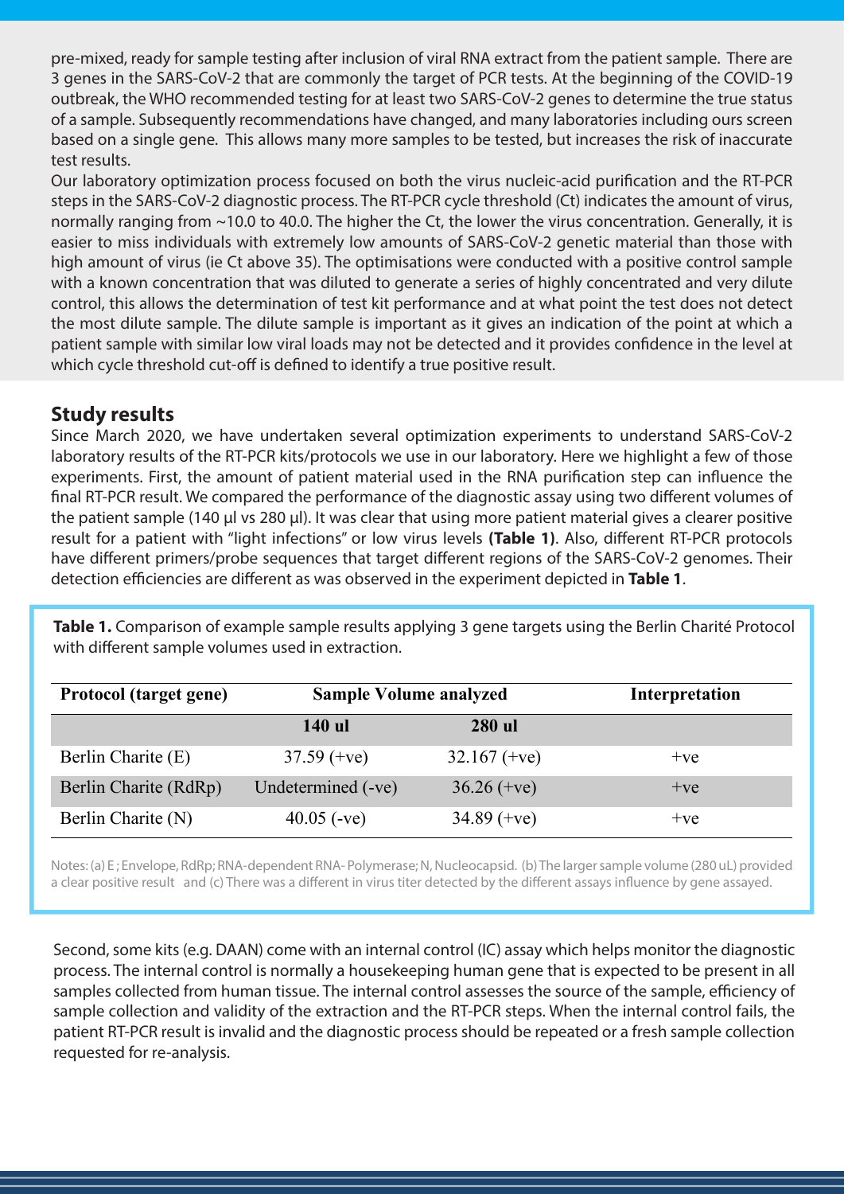pre-mixed, ready for sample testing after inclusion of viral RNA extract from the patient sample. There are 3 genes in the SARS-CoV-2 that are commonly the target of PCR tests. At the beginning of the COVID-19 outbreak, the WHO recommended testing for at least two SARS-CoV-2 genes to determine the true status of a sample. Subsequently recommendations have changed, and many laboratories including ours screen based on a single gene. This allows many more samples to be tested, but increases the risk of inaccurate test results.

Our laboratory optimization process focused on both the virus nucleic-acid purification and the RT-PCR steps in the SARS-CoV-2 diagnostic process. The RT-PCR cycle threshold (Ct) indicates the amount of virus, normally ranging from ~10.0 to 40.0. The higher the Ct, the lower the virus concentration. Generally, it is easier to miss individuals with extremely low amounts of SARS-CoV-2 genetic material than those with high amount of virus (ie Ct above 35). The optimisations were conducted with a positive control sample with a known concentration that was diluted to generate a series of highly concentrated and very dilute control, this allows the determination of test kit performance and at what point the test does not detect the most dilute sample. The dilute sample is important as it gives an indication of the point at which a patient sample with similar low viral loads may not be detected and it provides confidence in the level at which cycle threshold cut-off is defined to identify a true positive result.

## Study results

Since March 2020, we have undertaken several optimization experiments to understand SARS-CoV-2 laboratory results of the RT-PCR kits/protocols we use in our laboratory. Here we highlight a few of those experiments. First, the amount of patient material used in the RNA purification step can influence the final RT-PCR result. We compared the performance of the diagnostic assay using two different volumes of the patient sample (140 µl vs 280 µl). It was clear that using more patient material gives a clearer positive result for a patient with "light infections" or low virus levels **(Table 1)**. Also, different RT-PCR protocols have different primers/probe sequences that target different regions of the SARS-CoV-2 genomes. Their detection efficiencies are different as was observed in the experiment depicted in **Table 1**.

**Table 1.** Comparison of example sample results applying 3 gene targets using the Berlin Charité Protocol with different sample volumes used in extraction.

| Protocol (target gene) | Sample Volume analyzed | | Interpretation |
|---|---|---|---|
| | 140 ul | 280 ul | |
| Berlin Charite (E) | 37.59 (+ve) | 32.167 (+ve) | +ve |
| Berlin Charite (RdRp) | Undetermined (-ve) | 36.26 (+ve) | +ve |
| Berlin Charite (N) | 40.05 (-ve) | 34.89 (+ve) | +ve |

Notes: (a) E ; Envelope, RdRp; RNA-dependent RNA- Polymerase; N, Nucleocapsid. (b) The larger sample volume (280 uL) provided a clear positive result and (c) There was a different in virus titer detected by the different assays influence by gene assayed.

Second, some kits (e.g. DAAN) come with an internal control (IC) assay which helps monitor the diagnostic process. The internal control is normally a housekeeping human gene that is expected to be present in all samples collected from human tissue. The internal control assesses the source of the sample, efficiency of sample collection and validity of the extraction and the RT-PCR steps. When the internal control fails, the patient RT-PCR result is invalid and the diagnostic process should be repeated or a fresh sample collection requested for re-analysis.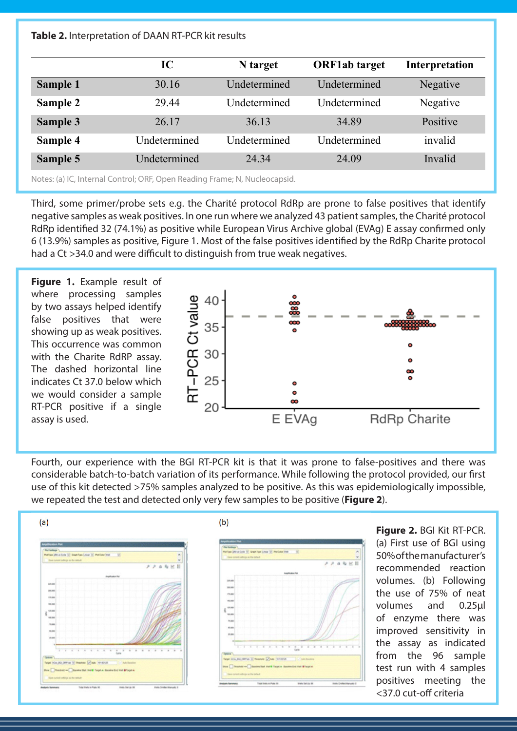**Table 2.** Interpretation of DAAN RT-PCR kit results

| | IC | N target | ORF1ab target | Interpretation |
|---|---|---|---|---|
| **Sample 1** | 30.16 | Undetermined | Undetermined | Negative |
| **Sample 2** | 29.44 | Undetermined | Undetermined | Negative |
| **Sample 3** | 26.17 | 36.13 | 34.89 | Positive |
| **Sample 4** | Undetermined | Undetermined | Undetermined | invalid |
| **Sample 5** | Undetermined | 24.34 | 24.09 | Invalid |

Notes: (a) IC, Internal Control; ORF, Open Reading Frame; N, Nucleocapsid.

Third, some primer/probe sets e.g. the Charité protocol RdRp are prone to false positives that identify negative samples as weak positives. In one run where we analyzed 43 patient samples, the Charité protocol RdRp identified 32 (74.1%) as positive while European Virus Archive global (EVAg) E assay confirmed only 6 (13.9%) samples as positive, Figure 1. Most of the false positives identified by the RdRp Charite protocol had a Ct >34.0 and were difficult to distinguish from true weak negatives.

**Figure 1.** Example result of where processing samples by two assays helped identify false positives that were showing up as weak positives. This occurrence was common with the Charite RdRP assay. The dashed horizontal line indicates Ct 37.0 below which we would consider a sample RT-PCR positive if a single assay is used.

Fourth, our experience with the BGI RT-PCR kit is that it was prone to false-positives and there was considerable batch-to-batch variation of its performance. While following the protocol provided, our first use of this kit detected >75% samples analyzed to be positive. As this was epidemiologically impossible, we repeated the test and detected only very few samples to be positive (**Figure 2**).

**Figure 2.** BGI Kit RT-PCR. (a) First use of BGI using 50% of the manufacturer's recommended reaction volumes. (b) Following the use of 75% of neat volumes and 0.25µl of enzyme there was improved sensitivity in the assay as indicated from the 96 sample test run with 4 samples positives meeting the <37.0 cut-off criteria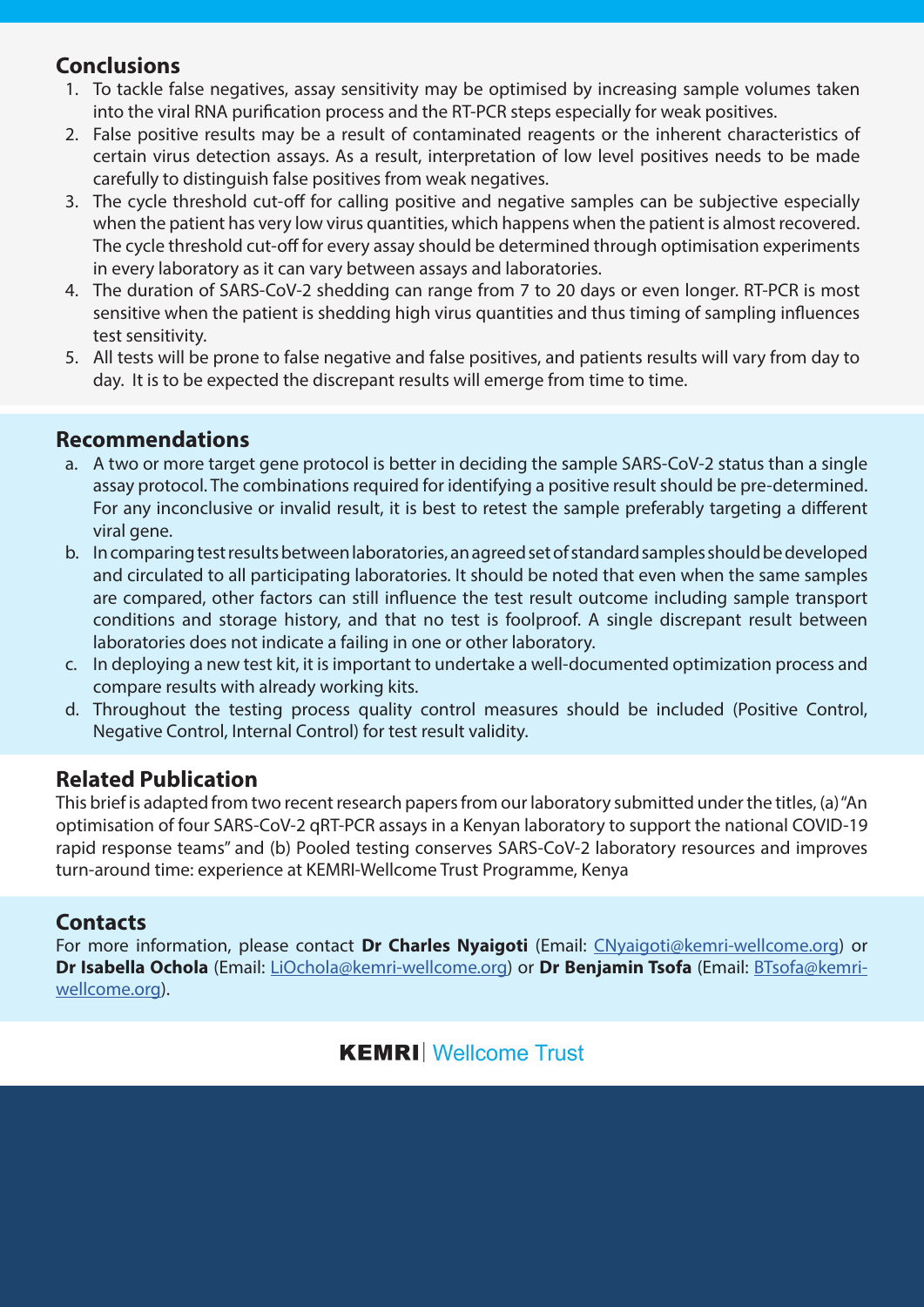## Conclusions

1. To tackle false negatives, assay sensitivity may be optimised by increasing sample volumes taken into the viral RNA purification process and the RT-PCR steps especially for weak positives.
2. False positive results may be a result of contaminated reagents or the inherent characteristics of certain virus detection assays. As a result, interpretation of low level positives needs to be made carefully to distinguish false positives from weak negatives.
3. The cycle threshold cut-off for calling positive and negative samples can be subjective especially when the patient has very low virus quantities, which happens when the patient is almost recovered. The cycle threshold cut-off for every assay should be determined through optimisation experiments in every laboratory as it can vary between assays and laboratories.
4. The duration of SARS-CoV-2 shedding can range from 7 to 20 days or even longer. RT-PCR is most sensitive when the patient is shedding high virus quantities and thus timing of sampling influences test sensitivity.
5. All tests will be prone to false negative and false positives, and patients results will vary from day to day. It is to be expected the discrepant results will emerge from time to time.

## Recommendations

a. A two or more target gene protocol is better in deciding the sample SARS-CoV-2 status than a single assay protocol. The combinations required for identifying a positive result should be pre-determined. For any inconclusive or invalid result, it is best to retest the sample preferably targeting a different viral gene.

b. In comparing test results between laboratories, an agreed set of standard samples should be developed and circulated to all participating laboratories. It should be noted that even when the same samples are compared, other factors can still influence the test result outcome including sample transport conditions and storage history, and that no test is foolproof. A single discrepant result between laboratories does not indicate a failing in one or other laboratory.

c. In deploying a new test kit, it is important to undertake a well-documented optimization process and compare results with already working kits.

d. Throughout the testing process quality control measures should be included (Positive Control, Negative Control, Internal Control) for test result validity.

## Related Publication

This brief is adapted from two recent research papers from our laboratory submitted under the titles, (a) "An optimisation of four SARS-CoV-2 qRT-PCR assays in a Kenyan laboratory to support the national COVID-19 rapid response teams" and (b) Pooled testing conserves SARS-CoV-2 laboratory resources and improves turn-around time: experience at KEMRI-Wellcome Trust Programme, Kenya

## Contacts

For more information, please contact **Dr Charles Nyaigoti** (Email: CNyaigoti@kemri-wellcome.org) or **Dr Isabella Ochola** (Email: LiOchola@kemri-wellcome.org) or **Dr Benjamin Tsofa** (Email: BTsofa@kemri-wellcome.org).

**KEMRI** | Wellcome Trust